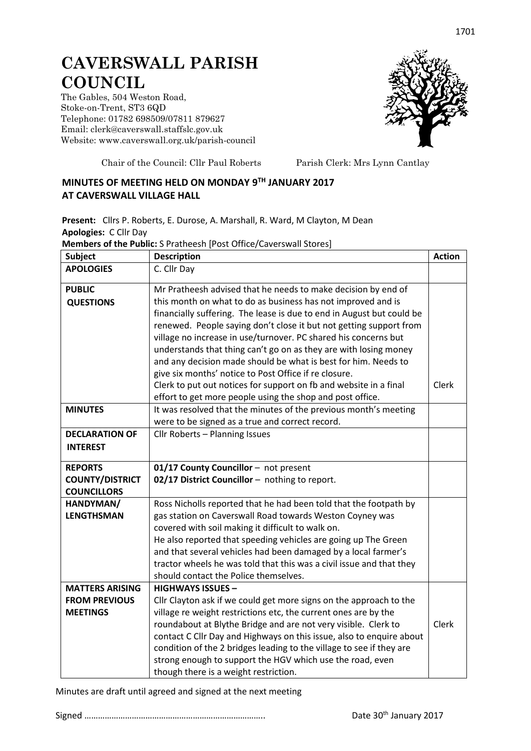# CAVERSWALL PARISH COUNCIL

The Gables, 504 Weston Road,
Stoke-on-Trent, ST3 6QD
Telephone: 01782 698509/07811 879627
Email: clerk@caverswall.staffslc.gov.uk
Website: www.caverswall.org.uk/parish-council

Chair of the Council: Cllr Paul Roberts      Parish Clerk: Mrs Lynn Cantlay

## MINUTES OF MEETING HELD ON MONDAY 9TH JANUARY 2017 AT CAVERSWALL VILLAGE HALL

**Present:** Cllrs P. Roberts, E. Durose, A. Marshall, R. Ward, M Clayton, M Dean
**Apologies:** C Cllr Day
**Members of the Public:** S Pratheesh [Post Office/Caverswall Stores]

| Subject | Description | Action |
|---|---|---|
| **APOLOGIES** | C. Cllr Day | |
| **PUBLIC QUESTIONS** | Mr Pratheesh advised that he needs to make decision by end of this month on what to do as business has not improved and is financially suffering. The lease is due to end in August but could be renewed. People saying don't close it but not getting support from village no increase in use/turnover. PC shared his concerns but understands that thing can't go on as they are with losing money and any decision made should be what is best for him. Needs to give six months' notice to Post Office if re closure. Clerk to put out notices for support on fb and website in a final effort to get more people using the shop and post office. | Clerk |
| **MINUTES** | It was resolved that the minutes of the previous month's meeting were to be signed as a true and correct record. | |
| **DECLARATION OF INTEREST** | Cllr Roberts – Planning Issues | |
| **REPORTS COUNTY/DISTRICT COUNCILLORS** | **01/17 County Councillor** – not present<br>**02/17 District Councillor** – nothing to report. | |
| **HANDYMAN/ LENGTHSMAN** | Ross Nicholls reported that he had been told that the footpath by gas station on Caverswall Road towards Weston Coyney was covered with soil making it difficult to walk on. He also reported that speeding vehicles are going up The Green and that several vehicles had been damaged by a local farmer's tractor wheels he was told that this was a civil issue and that they should contact the Police themselves. | |
| **MATTERS ARISING FROM PREVIOUS MEETINGS** | **HIGHWAYS ISSUES –**<br>Cllr Clayton ask if we could get more signs on the approach to the village re weight restrictions etc, the current ones are by the roundabout at Blythe Bridge and are not very visible. Clerk to contact C Cllr Day and Highways on this issue, also to enquire about condition of the 2 bridges leading to the village to see if they are strong enough to support the HGV which use the road, even though there is a weight restriction. | Clerk |

Minutes are draft until agreed and signed at the next meeting

Signed …………………………………………………………………….. Date 30th January 2017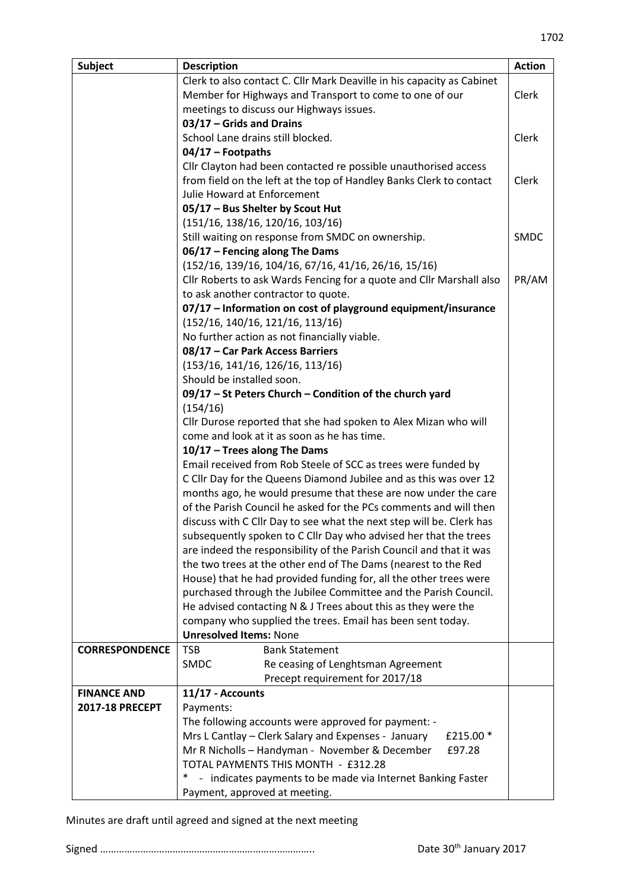| Subject | Description | Action |
|---|---|---|
| | Clerk to also contact C. Cllr Mark Deaville in his capacity as Cabinet Member for Highways and Transport to come to one of our meetings to discuss our Highways issues. | Clerk |
| | **03/17 – Grids and Drains**<br>School Lane drains still blocked. | Clerk |
| | **04/17 – Footpaths**<br>Cllr Clayton had been contacted re possible unauthorised access from field on the left at the top of Handley Banks Clerk to contact Julie Howard at Enforcement | Clerk |
| | **05/17 – Bus Shelter by Scout Hut**<br>(151/16, 138/16, 120/16, 103/16)<br>Still waiting on response from SMDC on ownership. | SMDC |
| | **06/17 – Fencing along The Dams**<br>(152/16, 139/16, 104/16, 67/16, 41/16, 26/16, 15/16)<br>Cllr Roberts to ask Wards Fencing for a quote and Cllr Marshall also to ask another contractor to quote. | PR/AM |
| | **07/17 – Information on cost of playground equipment/insurance**<br>(152/16, 140/16, 121/16, 113/16)<br>No further action as not financially viable. | |
| | **08/17 – Car Park Access Barriers**<br>(153/16, 141/16, 126/16, 113/16)<br>Should be installed soon. | |
| | **09/17 – St Peters Church – Condition of the church yard**<br>(154/16)<br>Cllr Durose reported that she had spoken to Alex Mizan who will come and look at it as soon as he has time. | |
| | **10/17 – Trees along The Dams**<br>Email received from Rob Steele of SCC as trees were funded by C Cllr Day for the Queens Diamond Jubilee and as this was over 12 months ago, he would presume that these are now under the care of the Parish Council he asked for the PCs comments and will then discuss with C Cllr Day to see what the next step will be. Clerk has subsequently spoken to C Cllr Day who advised her that the trees are indeed the responsibility of the Parish Council and that it was the two trees at the other end of The Dams (nearest to the Red House) that he had provided funding for, all the other trees were purchased through the Jubilee Committee and the Parish Council. He advised contacting N & J Trees about this as they were the company who supplied the trees. Email has been sent today.<br>**Unresolved Items:** None | |
| **CORRESPONDENCE** | TSB — Bank Statement<br>SMDC — Re ceasing of Lenghtsman Agreement<br>Precept requirement for 2017/18 | |
| **FINANCE AND 2017-18 PRECEPT** | **11/17 - Accounts**<br>Payments:<br>The following accounts were approved for payment: -<br>Mrs L Cantlay – Clerk Salary and Expenses - January £215.00 *<br>Mr R Nicholls – Handyman - November & December £97.28<br>TOTAL PAYMENTS THIS MONTH - £312.28<br>* - indicates payments to be made via Internet Banking Faster Payment, approved at meeting. | |

Minutes are draft until agreed and signed at the next meeting

Signed …………………………………………………………………….. Date 30th January 2017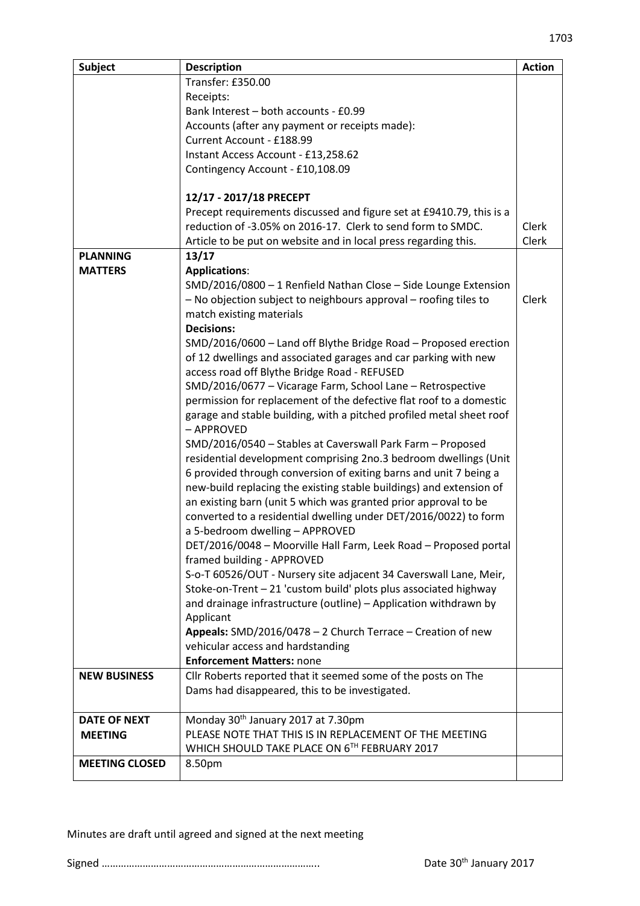| Subject | Description | Action |
|---|---|---|
| | Transfer: £350.00<br>Receipts:<br>Bank Interest – both accounts - £0.99<br>Accounts (after any payment or receipts made):<br>Current Account - £188.99<br>Instant Access Account - £13,258.62<br>Contingency Account - £10,108.09 | |
| | **12/17 - 2017/18 PRECEPT**<br>Precept requirements discussed and figure set at £9410.79, this is a reduction of -3.05% on 2016-17. Clerk to send form to SMDC.<br>Article to be put on website and in local press regarding this. | Clerk<br>Clerk |
| **PLANNING MATTERS** | **13/17**<br>**Applications**:<br>SMD/2016/0800 – 1 Renfield Nathan Close – Side Lounge Extension – No objection subject to neighbours approval – roofing tiles to match existing materials<br>**Decisions:**<br>SMD/2016/0600 – Land off Blythe Bridge Road – Proposed erection of 12 dwellings and associated garages and car parking with new access road off Blythe Bridge Road - REFUSED<br>SMD/2016/0677 – Vicarage Farm, School Lane – Retrospective permission for replacement of the defective flat roof to a domestic garage and stable building, with a pitched profiled metal sheet roof – APPROVED<br>SMD/2016/0540 – Stables at Caverswall Park Farm – Proposed residential development comprising 2no.3 bedroom dwellings (Unit 6 provided through conversion of exiting barns and unit 7 being a new-build replacing the existing stable buildings) and extension of an existing barn (unit 5 which was granted prior approval to be converted to a residential dwelling under DET/2016/0022) to form a 5-bedroom dwelling – APPROVED<br>DET/2016/0048 – Moorville Hall Farm, Leek Road – Proposed portal framed building - APPROVED<br>S-o-T 60526/OUT - Nursery site adjacent 34 Caverswall Lane, Meir, Stoke-on-Trent – 21 'custom build' plots plus associated highway and drainage infrastructure (outline) – Application withdrawn by Applicant<br>**Appeals:** SMD/2016/0478 – 2 Church Terrace – Creation of new vehicular access and hardstanding<br>**Enforcement Matters:** none | Clerk |
| **NEW BUSINESS** | Cllr Roberts reported that it seemed some of the posts on The Dams had disappeared, this to be investigated. | |
| **DATE OF NEXT MEETING** | Monday 30th January 2017 at 7.30pm<br>PLEASE NOTE THAT THIS IS IN REPLACEMENT OF THE MEETING WHICH SHOULD TAKE PLACE ON 6TH FEBRUARY 2017 | |
| **MEETING CLOSED** | 8.50pm | |

Minutes are draft until agreed and signed at the next meeting

Signed …………………………………………………………………..          Date 30th January 2017